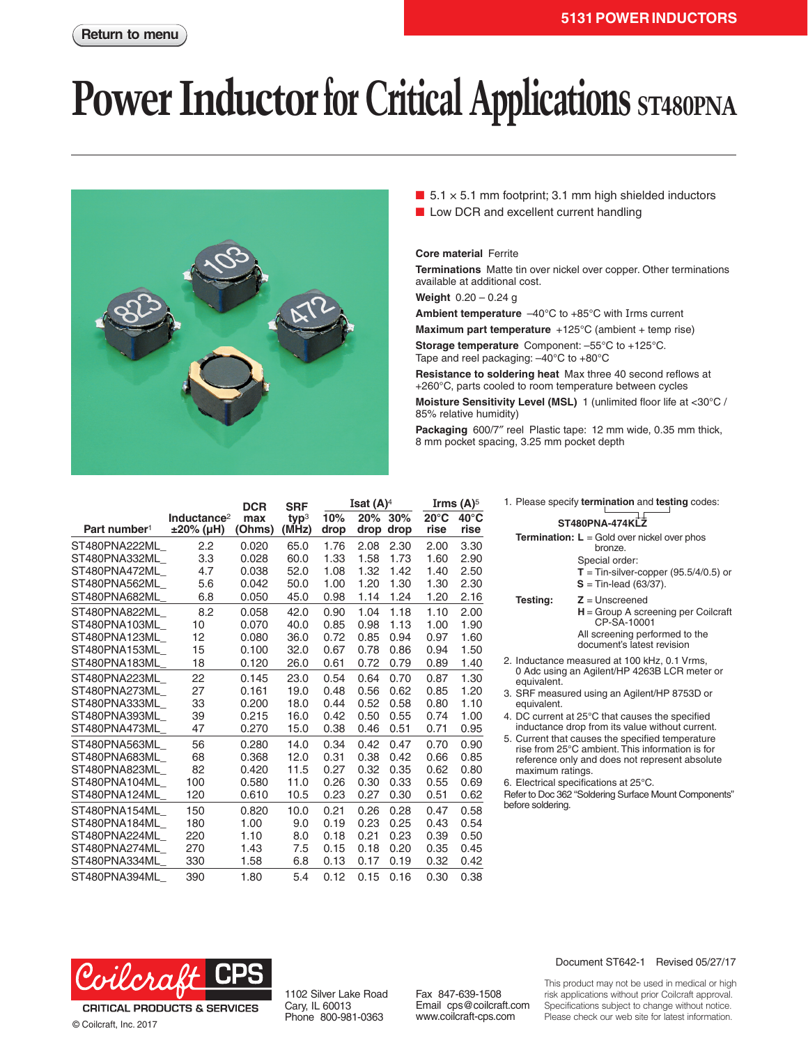5131 POWER INDUCTORS

Return to menu

# Power Inductor for Critical Applications ST480PNA

- 5.1 × 5.1 mm footprint; 3.1 mm high shielded inductors
- Low DCR and excellent current handling

**Core material** Ferrite

**Terminations** Matte tin over nickel over copper. Other terminations available at additional cost.

**Weight** 0.20 – 0.24 g

**Ambient temperature** –40°C to +85°C with Irms current

**Maximum part temperature** +125°C (ambient + temp rise)

**Storage temperature** Component: –55°C to +125°C. Tape and reel packaging: –40°C to +80°C

**Resistance to soldering heat** Max three 40 second reflows at +260°C, parts cooled to room temperature between cycles

**Moisture Sensitivity Level (MSL)** 1 (unlimited floor life at <30°C / 85% relative humidity)

**Packaging** 600/7″ reel Plastic tape: 12 mm wide, 0.35 mm thick, 8 mm pocket spacing, 3.25 mm pocket depth

| Part number[1] | Inductance[2] ±20% (µH) | DCR max (Ohms) | SRF typ[3] (MHz) | Isat (A)[4] 10% drop | 20% drop | 30% drop | Irms (A)[5] 20°C rise | 40°C rise |
|---|---|---|---|---|---|---|---|---|
| ST480PNA222ML_ | 2.2 | 0.020 | 65.0 | 1.76 | 2.08 | 2.30 | 2.00 | 3.30 |
| ST480PNA332ML_ | 3.3 | 0.028 | 60.0 | 1.33 | 1.58 | 1.73 | 1.60 | 2.90 |
| ST480PNA472ML_ | 4.7 | 0.038 | 52.0 | 1.08 | 1.32 | 1.42 | 1.40 | 2.50 |
| ST480PNA562ML_ | 5.6 | 0.042 | 50.0 | 1.00 | 1.20 | 1.30 | 1.30 | 2.30 |
| ST480PNA682ML_ | 6.8 | 0.050 | 45.0 | 0.98 | 1.14 | 1.24 | 1.20 | 2.16 |
| ST480PNA822ML_ | 8.2 | 0.058 | 42.0 | 0.90 | 1.04 | 1.18 | 1.10 | 2.00 |
| ST480PNA103ML_ | 10 | 0.070 | 40.0 | 0.85 | 0.98 | 1.13 | 1.00 | 1.90 |
| ST480PNA123ML_ | 12 | 0.080 | 36.0 | 0.72 | 0.85 | 0.94 | 0.97 | 1.60 |
| ST480PNA153ML_ | 15 | 0.100 | 32.0 | 0.67 | 0.78 | 0.86 | 0.94 | 1.50 |
| ST480PNA183ML_ | 18 | 0.120 | 26.0 | 0.61 | 0.72 | 0.79 | 0.89 | 1.40 |
| ST480PNA223ML_ | 22 | 0.145 | 23.0 | 0.54 | 0.64 | 0.70 | 0.87 | 1.30 |
| ST480PNA273ML_ | 27 | 0.161 | 19.0 | 0.48 | 0.56 | 0.62 | 0.85 | 1.20 |
| ST480PNA333ML_ | 33 | 0.200 | 18.0 | 0.44 | 0.52 | 0.58 | 0.80 | 1.10 |
| ST480PNA393ML_ | 39 | 0.215 | 16.0 | 0.42 | 0.50 | 0.55 | 0.74 | 1.00 |
| ST480PNA473ML_ | 47 | 0.270 | 15.0 | 0.38 | 0.46 | 0.51 | 0.71 | 0.95 |
| ST480PNA563ML_ | 56 | 0.280 | 14.0 | 0.34 | 0.42 | 0.47 | 0.70 | 0.90 |
| ST480PNA683ML_ | 68 | 0.368 | 12.0 | 0.31 | 0.38 | 0.42 | 0.66 | 0.85 |
| ST480PNA823ML_ | 82 | 0.420 | 11.5 | 0.27 | 0.32 | 0.35 | 0.62 | 0.80 |
| ST480PNA104ML_ | 100 | 0.580 | 11.0 | 0.26 | 0.30 | 0.33 | 0.55 | 0.69 |
| ST480PNA124ML_ | 120 | 0.610 | 10.5 | 0.23 | 0.27 | 0.30 | 0.51 | 0.62 |
| ST480PNA154ML_ | 150 | 0.820 | 10.0 | 0.21 | 0.26 | 0.28 | 0.47 | 0.58 |
| ST480PNA184ML_ | 180 | 1.00 | 9.0 | 0.19 | 0.23 | 0.25 | 0.43 | 0.54 |
| ST480PNA224ML_ | 220 | 1.10 | 8.0 | 0.18 | 0.21 | 0.23 | 0.39 | 0.50 |
| ST480PNA274ML_ | 270 | 1.43 | 7.5 | 0.15 | 0.18 | 0.20 | 0.35 | 0.45 |
| ST480PNA334ML_ | 330 | 1.58 | 6.8 | 0.13 | 0.17 | 0.19 | 0.32 | 0.42 |
| ST480PNA394ML_ | 390 | 1.80 | 5.4 | 0.12 | 0.15 | 0.16 | 0.30 | 0.38 |

1. Please specify **termination** and **testing** codes:

   **ST480PNA-474KLZ**

   **Termination:** **L** = Gold over nickel over phos bronze.
   Special order:
   **T** = Tin-silver-copper (95.5/4/0.5) or
   **S** = Tin-lead (63/37).

   **Testing:** **Z** = Unscreened
   **H** = Group A screening per Coilcraft CP-SA-10001
   All screening performed to the document's latest revision
2. Inductance measured at 100 kHz, 0.1 Vrms, 0 Adc using an Agilent/HP 4263B LCR meter or equivalent.
3. SRF measured using an Agilent/HP 8753D or equivalent.
4. DC current at 25°C that causes the specified inductance drop from its value without current.
5. Current that causes the specified temperature rise from 25°C ambient. This information is for reference only and does not represent absolute maximum ratings.
6. Electrical specifications at 25°C.

Refer to Doc 362 "Soldering Surface Mount Components" before soldering.

Document ST642-1 Revised 05/27/17

Coilcraft CPS — CRITICAL PRODUCTS & SERVICES

© Coilcraft, Inc. 2017

1102 Silver Lake Road
Cary, IL 60013
Phone 800-981-0363

Fax 847-639-1508
Email cps@coilcraft.com
www.coilcraft-cps.com

This product may not be used in medical or high risk applications without prior Coilcraft approval. Specifications subject to change without notice. Please check our web site for latest information.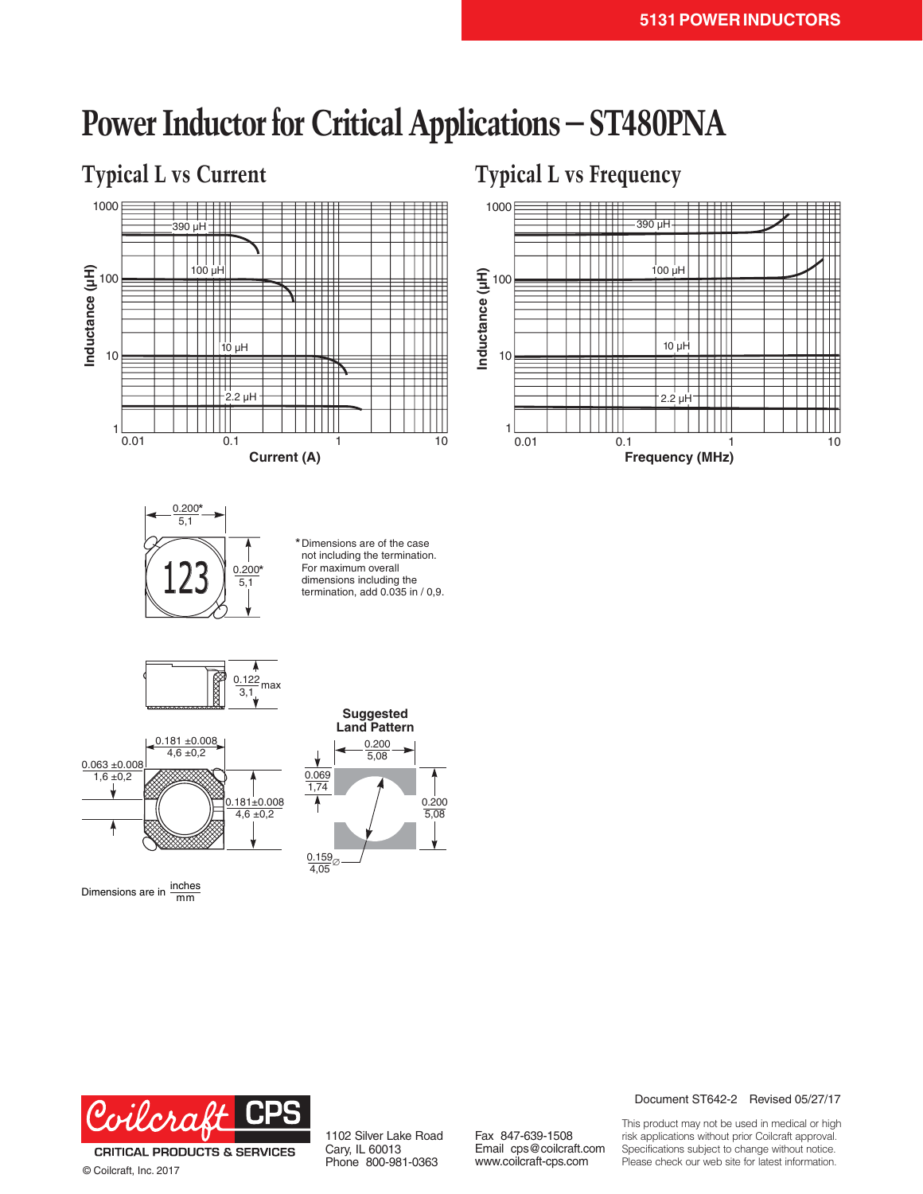# Power Inductor for Critical Applications – ST480PNA

## Typical L vs Current

1000
390 µH
100 µH
100
10 µH
10
2.2 µH
1
0.01
0.1
1
10
Inductance (µH)
Current (A)

## Typical L vs Frequency

1000
390 µH
100 µH
100
10 µH
10
2.2 µH
1
0.01
0.1
1
10
Inductance (µH)
Frequency (MHz)

0.200*
5,1

123

0.200*
5,1

*Dimensions are of the case not including the termination. For maximum overall dimensions including the termination, add 0.035 in / 0,9.

0.122
3,1
max

0.181 ±0.008
4,6 ±0,2

0.063 ±0.008
1,6 ±0,2

0.181±0.008
4,6 ±0,2

**Suggested Land Pattern**

0.200
5,08

0.069
1,74

0.200
5,08

0.159
4,05
∅

Dimensions are in $\frac{\text{inches}}{\text{mm}}$

Document ST642-2 Revised 05/27/17

Coilcraft CPS
CRITICAL PRODUCTS & SERVICES

© Coilcraft, Inc. 2017

1102 Silver Lake Road
Cary, IL 60013
Phone 800-981-0363

Fax 847-639-1508
Email cps@coilcraft.com
www.coilcraft-cps.com

This product may not be used in medical or high risk applications without prior Coilcraft approval. Specifications subject to change without notice. Please check our web site for latest information.